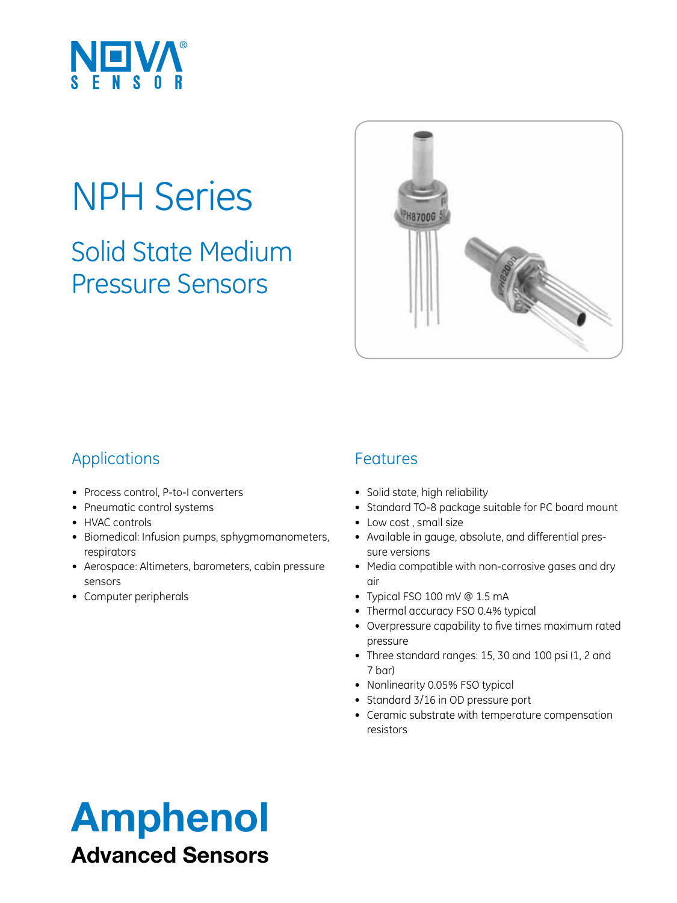NOVA® SENSOR

# NPH Series

## Solid State Medium Pressure Sensors

### Applications

- Process control, P-to-I converters
- Pneumatic control systems
- HVAC controls
- Biomedical: Infusion pumps, sphygmomanometers, respirators
- Aerospace: Altimeters, barometers, cabin pressure sensors
- Computer peripherals

### Features

- Solid state, high reliability
- Standard TO-8 package suitable for PC board mount
- Low cost , small size
- Available in gauge, absolute, and differential pressure versions
- Media compatible with non-corrosive gases and dry air
- Typical FSO 100 mV @ 1.5 mA
- Thermal accuracy FSO 0.4% typical
- Overpressure capability to five times maximum rated pressure
- Three standard ranges: 15, 30 and 100 psi (1, 2 and 7 bar)
- Nonlinearity 0.05% FSO typical
- Standard 3/16 in OD pressure port
- Ceramic substrate with temperature compensation resistors

**Amphenol**
**Advanced Sensors**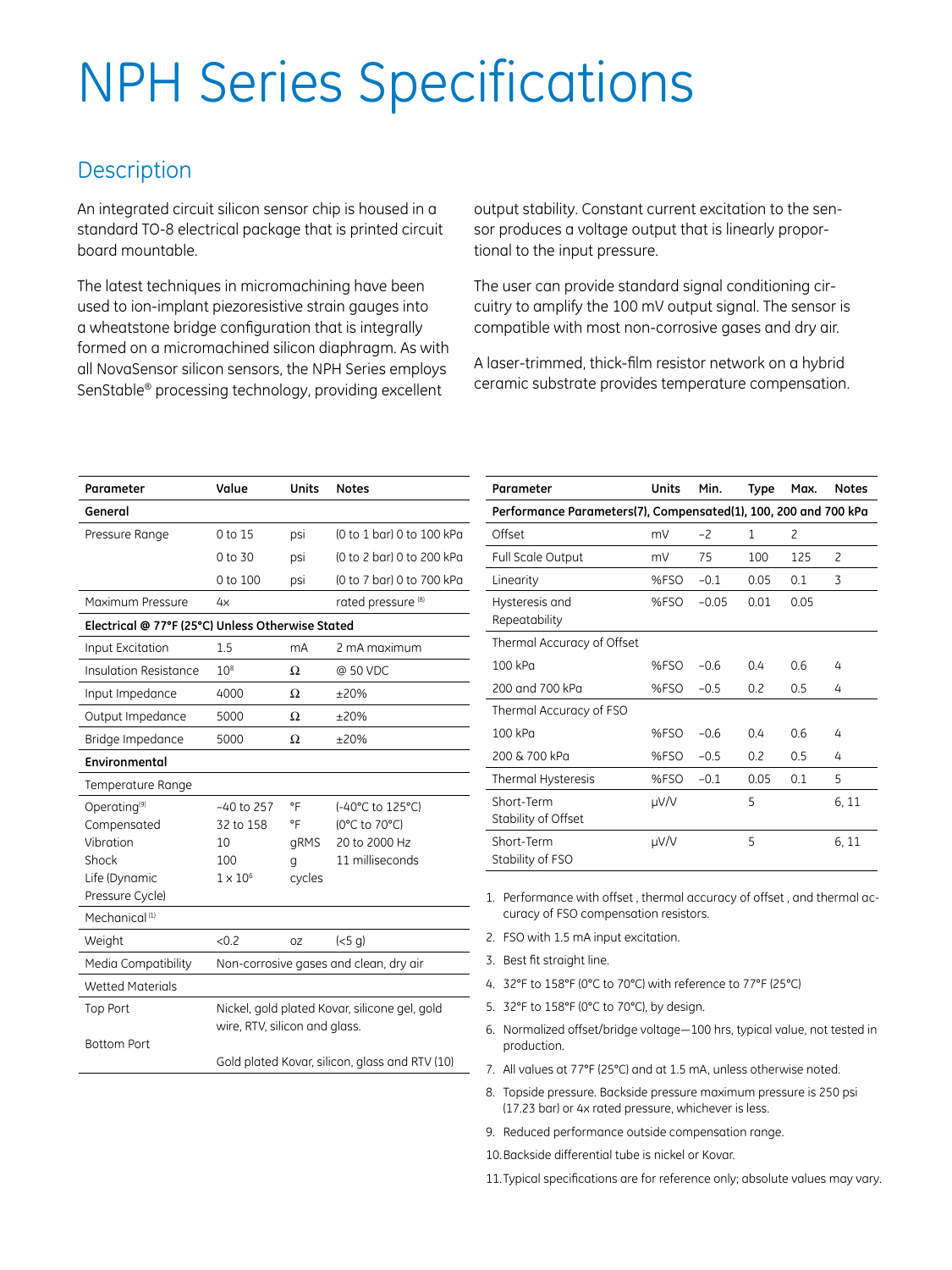# NPH Series Specifications

## Description

An integrated circuit silicon sensor chip is housed in a standard TO-8 electrical package that is printed circuit board mountable.

The latest techniques in micromachining have been used to ion-implant piezoresistive strain gauges into a wheatstone bridge configuration that is integrally formed on a micromachined silicon diaphragm. As with all NovaSensor silicon sensors, the NPH Series employs SenStable® processing technology, providing excellent output stability. Constant current excitation to the sensor produces a voltage output that is linearly proportional to the input pressure.

The user can provide standard signal conditioning circuitry to amplify the 100 mV output signal. The sensor is compatible with most non-corrosive gases and dry air.

A laser-trimmed, thick-film resistor network on a hybrid ceramic substrate provides temperature compensation.

| Parameter | Value | Units | Notes |
|---|---|---|---|
| **General** | | | |
| Pressure Range | 0 to 15 | psi | (0 to 1 bar) 0 to 100 kPa |
| | 0 to 30 | psi | (0 to 2 bar) 0 to 200 kPa |
| | 0 to 100 | psi | (0 to 7 bar) 0 to 700 kPa |
| Maximum Pressure | 4x | | rated pressure [8] |
| **Electrical @ 77°F (25°C) Unless Otherwise Stated** | | | |
| Input Excitation | 1.5 | mA | 2 mA maximum |
| Insulation Resistance | $10^8$ | Ω | @ 50 VDC |
| Input Impedance | 4000 | Ω | ±20% |
| Output Impedance | 5000 | Ω | ±20% |
| Bridge Impedance | 5000 | Ω | ±20% |
| **Environmental** | | | |
| Temperature Range | | | |
| Operating[9] | −40 to 257 | °F | (-40°C to 125°C) |
| Compensated | 32 to 158 | °F | (0°C to 70°C) |
| Vibration | 10 | gRMS | 20 to 2000 Hz |
| Shock | 100 | g | 11 milliseconds |
| Life (Dynamic Pressure Cycle) | $1 \times 10^6$ | cycles | |
| Mechanical[1] | | | |
| Weight | <0.2 | oz | (<5 g) |
| Media Compatibility | Non-corrosive gases and clean, dry air | | |
| Wetted Materials | | | |
| Top Port | Nickel, gold plated Kovar, silicone gel, gold wire, RTV, silicon and glass. | | |
| Bottom Port | Gold plated Kovar, silicon, glass and RTV (10) | | |

| Parameter | Units | Min. | Type | Max. | Notes |
|---|---|---|---|---|---|
| **Performance Parameters(7), Compensated(1), 100, 200 and 700 kPa** | | | | | |
| Offset | mV | −2 | 1 | 2 | |
| Full Scale Output | mV | 75 | 100 | 125 | 2 |
| Linearity | %FSO | −0.1 | 0.05 | 0.1 | 3 |
| Hysteresis and Repeatability | %FSO | −0.05 | 0.01 | 0.05 | |
| Thermal Accuracy of Offset | | | | | |
| 100 kPa | %FSO | −0.6 | 0.4 | 0.6 | 4 |
| 200 and 700 kPa | %FSO | −0.5 | 0.2 | 0.5 | 4 |
| Thermal Accuracy of FSO | | | | | |
| 100 kPa | %FSO | −0.6 | 0.4 | 0.6 | 4 |
| 200 & 700 kPa | %FSO | −0.5 | 0.2 | 0.5 | 4 |
| Thermal Hysteresis | %FSO | −0.1 | 0.05 | 0.1 | 5 |
| Short-Term Stability of Offset | μV/V | | 5 | | 6, 11 |
| Short-Term Stability of FSO | μV/V | | 5 | | 6, 11 |

1. Performance with offset , thermal accuracy of offset , and thermal accuracy of FSO compensation resistors.
2. FSO with 1.5 mA input excitation.
3. Best fit straight line.
4. 32°F to 158°F (0°C to 70°C) with reference to 77°F (25°C)
5. 32°F to 158°F (0°C to 70°C), by design.
6. Normalized offset/bridge voltage—100 hrs, typical value, not tested in production.
7. All values at 77°F (25°C) and at 1.5 mA, unless otherwise noted.
8. Topside pressure. Backside pressure maximum pressure is 250 psi (17.23 bar) or 4x rated pressure, whichever is less.
9. Reduced performance outside compensation range.
10. Backside differential tube is nickel or Kovar.
11. Typical specifications are for reference only; absolute values may vary.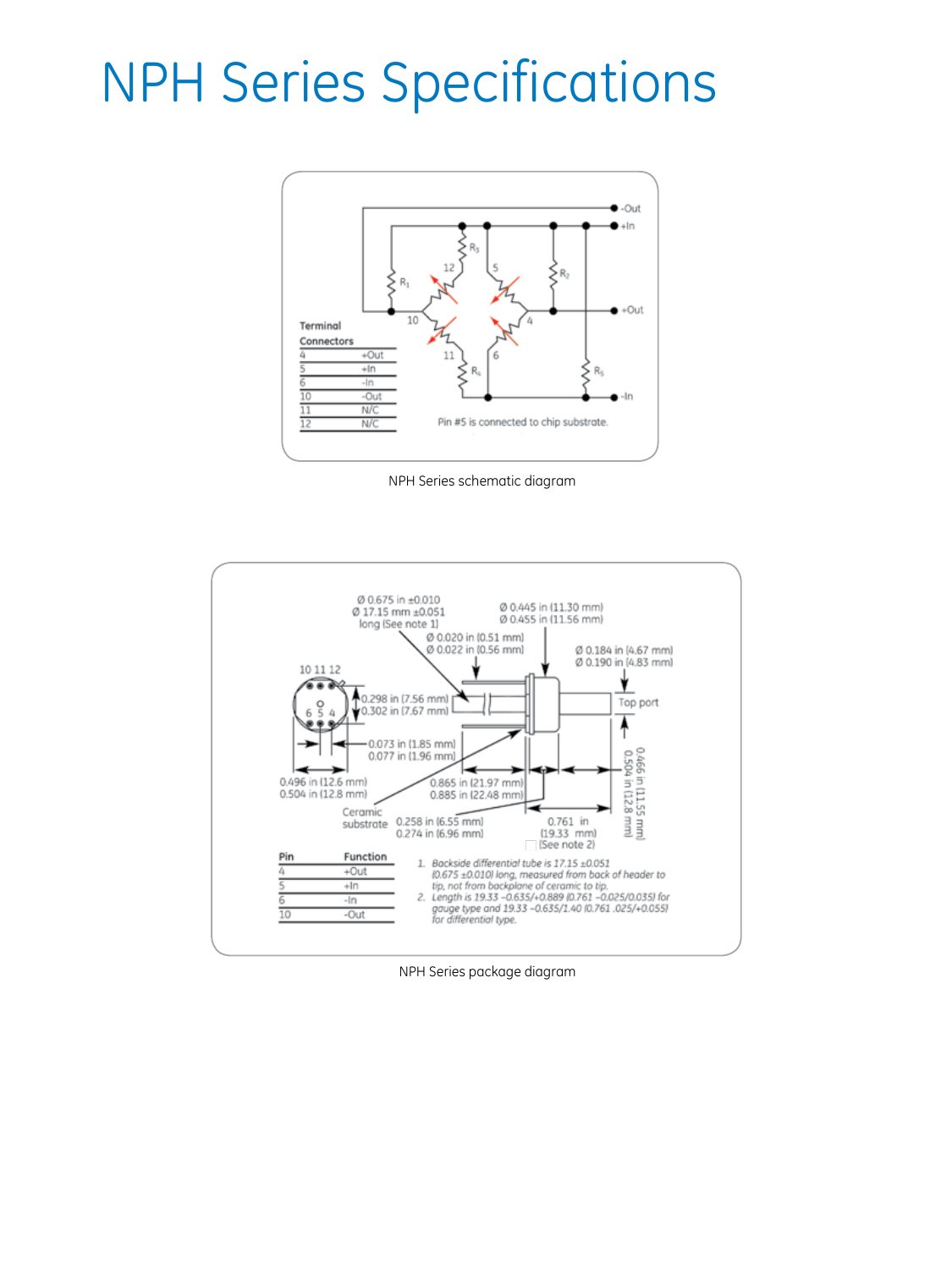# NPH Series Specifications

**Terminal Connectors**

| | |
|---|---|
| 4 | +Out |
| 5 | +In |
| 6 | -In |
| 10 | -Out |
| 11 | N/C |
| 12 | N/C |

Pin #5 is connected to chip substrate.

NPH Series schematic diagram

Ø 0.675 in ±0.010
Ø 17.15 mm ±0.051
long (See note 1)

Ø 0.445 in (11.30 mm)
Ø 0.455 in (11.56 mm)

Ø 0.020 in (0.51 mm)
Ø 0.022 in (0.56 mm)

Ø 0.184 in (4.67 mm)
Ø 0.190 in (4.83 mm)

Top port

0.298 in (7.56 mm)
0.302 in (7.67 mm)

0.073 in (1.85 mm)
0.077 in (1.96 mm)

0.496 in (12.6 mm)
0.504 in (12.8 mm)

0.865 in (21.97 mm)
0.885 in (22.48 mm)

Ceramic substrate

0.258 in (6.55 mm)
0.274 in (6.96 mm)

0.761 in
(19.33 mm)
(See note 2)

0.466 in (11.55 mm)
0.504 in (12.8 mm)

| Pin | Function |
|---|---|
| 4 | +Out |
| 5 | +In |
| 6 | -In |
| 10 | -Out |

1. *Backside differential tube is 17.15 ±0.051 (0.675 ±0.010) long, measured from back of header to tip, not from backplane of ceramic to tip.*
2. *Length is 19.33 -0.635/+0.889 (0.761 -0.025/0.035) for gauge type and 19.33 -0.635/1.40 (0.761 .025/+0.055) for differential type.*

NPH Series package diagram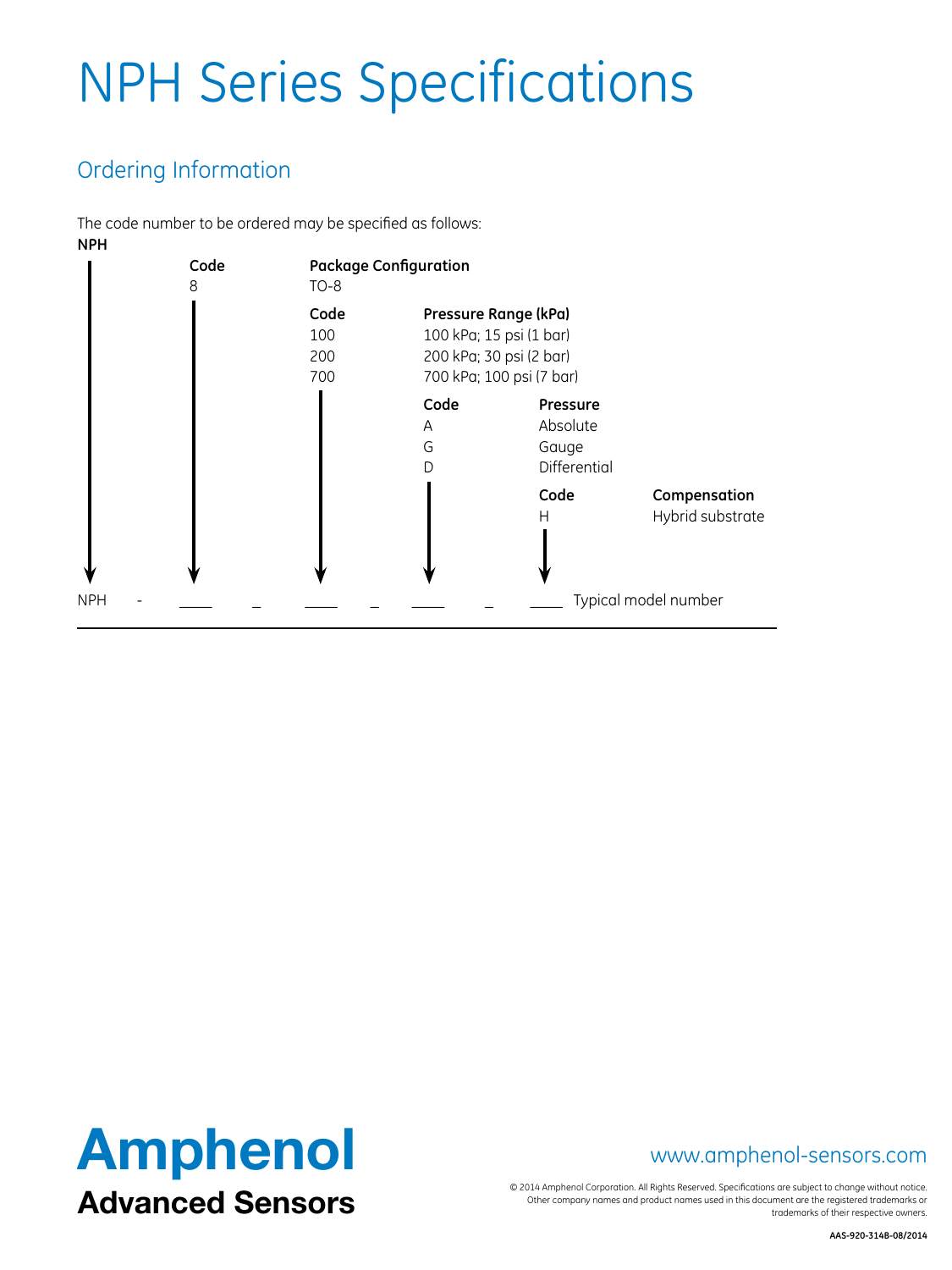# NPH Series Specifications

## Ordering Information

The code number to be ordered may be specified as follows:

**NPH**

| Code | Package Configuration |
|---|---|
| 8 | TO-8 |

| Code | Pressure Range (kPa) |
|---|---|
| 100 | 100 kPa; 15 psi (1 bar) |
| 200 | 200 kPa; 30 psi (2 bar) |
| 700 | 700 kPa; 100 psi (7 bar) |

| Code | Pressure |
|---|---|
| A | Absolute |
| G | Gauge |
| D | Differential |

| Code | Compensation |
|---|---|
| H | Hybrid substrate |

NPH - ____ _ ____ _ ____ _ ____ Typical model number

**Amphenol**
**Advanced Sensors**

www.amphenol-sensors.com

© 2014 Amphenol Corporation. All Rights Reserved. Specifications are subject to change without notice. Other company names and product names used in this document are the registered trademarks or trademarks of their respective owners.

AAS-920-314B-08/2014